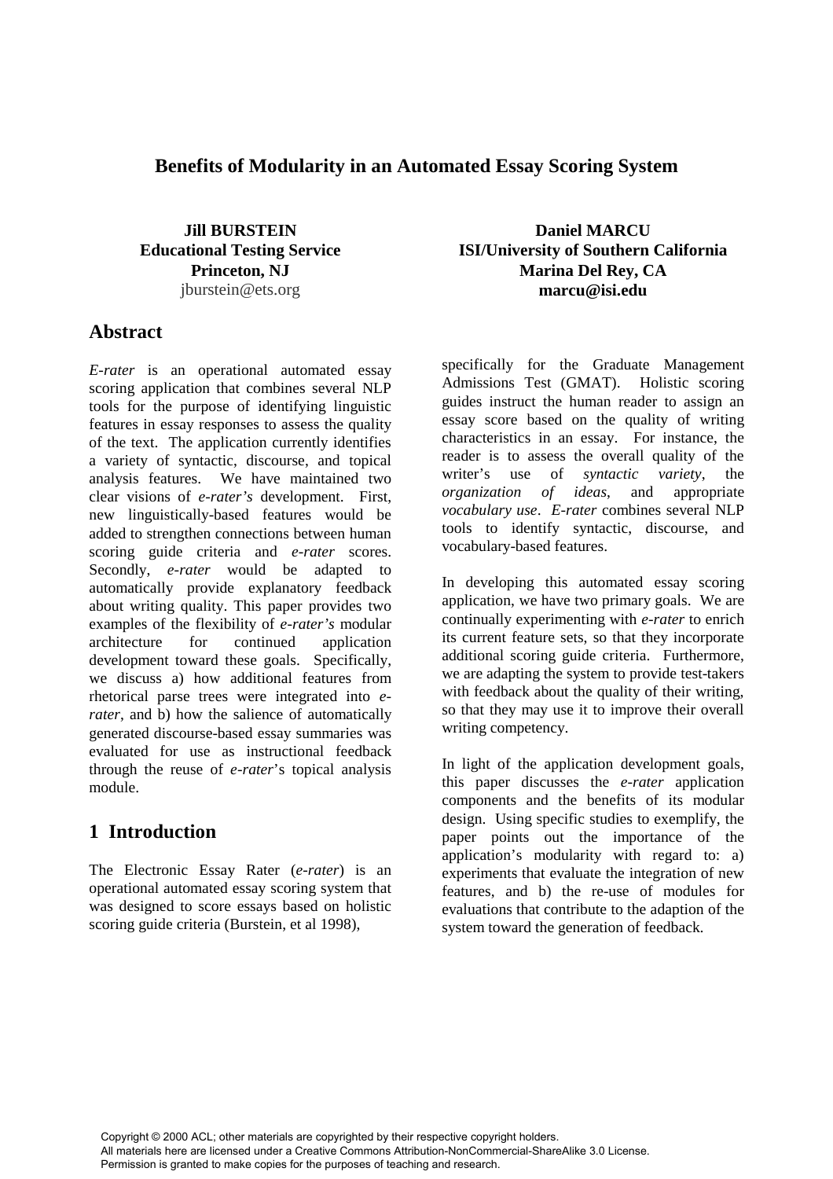# Benefits of Modularity in an Automated Essay Scoring System

**Jill BURSTEIN**
**Educational Testing Service**
**Princeton, NJ**
jburstein@ets.org

**Daniel MARCU**
**ISI/University of Southern California**
**Marina Del Rey, CA**
**marcu@isi.edu**

## Abstract

*E-rater* is an operational automated essay scoring application that combines several NLP tools for the purpose of identifying linguistic features in essay responses to assess the quality of the text. The application currently identifies a variety of syntactic, discourse, and topical analysis features. We have maintained two clear visions of *e-rater's* development. First, new linguistically-based features would be added to strengthen connections between human scoring guide criteria and *e-rater* scores. Secondly, *e-rater* would be adapted to automatically provide explanatory feedback about writing quality. This paper provides two examples of the flexibility of *e-rater's* modular architecture for continued application development toward these goals. Specifically, we discuss a) how additional features from rhetorical parse trees were integrated into *e-rater*, and b) how the salience of automatically generated discourse-based essay summaries was evaluated for use as instructional feedback through the reuse of *e-rater*'s topical analysis module.

## 1 Introduction

The Electronic Essay Rater (*e-rater*) is an operational automated essay scoring system that was designed to score essays based on holistic scoring guide criteria (Burstein, et al 1998), specifically for the Graduate Management Admissions Test (GMAT). Holistic scoring guides instruct the human reader to assign an essay score based on the quality of writing characteristics in an essay. For instance, the reader is to assess the overall quality of the writer's use of *syntactic variety*, the *organization of ideas*, and appropriate *vocabulary use*. *E-rater* combines several NLP tools to identify syntactic, discourse, and vocabulary-based features.

In developing this automated essay scoring application, we have two primary goals. We are continually experimenting with *e-rater* to enrich its current feature sets, so that they incorporate additional scoring guide criteria. Furthermore, we are adapting the system to provide test-takers with feedback about the quality of their writing, so that they may use it to improve their overall writing competency.

In light of the application development goals, this paper discusses the *e-rater* application components and the benefits of its modular design. Using specific studies to exemplify, the paper points out the importance of the application's modularity with regard to: a) experiments that evaluate the integration of new features, and b) the re-use of modules for evaluations that contribute to the adaption of the system toward the generation of feedback.

Copyright © 2000 ACL; other materials are copyrighted by their respective copyright holders.
All materials here are licensed under a Creative Commons Attribution-NonCommercial-ShareAlike 3.0 License.
Permission is granted to make copies for the purposes of teaching and research.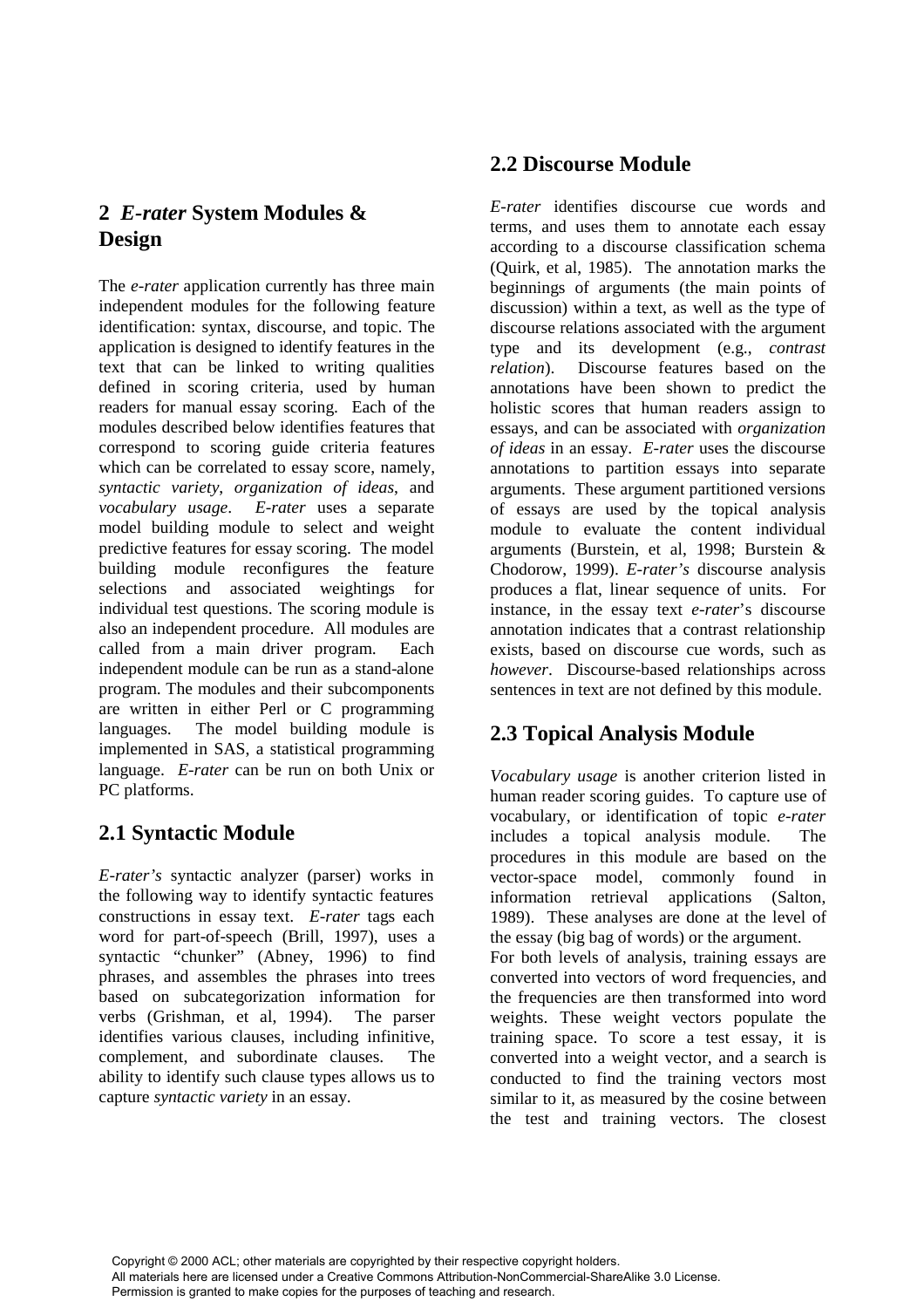## 2 *E-rater* System Modules & Design

The *e-rater* application currently has three main independent modules for the following feature identification: syntax, discourse, and topic. The application is designed to identify features in the text that can be linked to writing qualities defined in scoring criteria, used by human readers for manual essay scoring. Each of the modules described below identifies features that correspond to scoring guide criteria features which can be correlated to essay score, namely, *syntactic variety*, *organization of ideas*, and *vocabulary usage*. *E-rater* uses a separate model building module to select and weight predictive features for essay scoring. The model building module reconfigures the feature selections and associated weightings for individual test questions. The scoring module is also an independent procedure. All modules are called from a main driver program. Each independent module can be run as a stand-alone program. The modules and their subcomponents are written in either Perl or C programming languages. The model building module is implemented in SAS, a statistical programming language. *E-rater* can be run on both Unix or PC platforms.

### 2.1 Syntactic Module

*E-rater's* syntactic analyzer (parser) works in the following way to identify syntactic features constructions in essay text. *E-rater* tags each word for part-of-speech (Brill, 1997), uses a syntactic "chunker" (Abney, 1996) to find phrases, and assembles the phrases into trees based on subcategorization information for verbs (Grishman, et al, 1994). The parser identifies various clauses, including infinitive, complement, and subordinate clauses. The ability to identify such clause types allows us to capture *syntactic variety* in an essay.

### 2.2 Discourse Module

*E-rater* identifies discourse cue words and terms, and uses them to annotate each essay according to a discourse classification schema (Quirk, et al, 1985). The annotation marks the beginnings of arguments (the main points of discussion) within a text, as well as the type of discourse relations associated with the argument type and its development (e.g., *contrast relation*). Discourse features based on the annotations have been shown to predict the holistic scores that human readers assign to essays, and can be associated with *organization of ideas* in an essay. *E-rater* uses the discourse annotations to partition essays into separate arguments. These argument partitioned versions of essays are used by the topical analysis module to evaluate the content individual arguments (Burstein, et al, 1998; Burstein & Chodorow, 1999). *E-rater's* discourse analysis produces a flat, linear sequence of units. For instance, in the essay text *e-rater*'s discourse annotation indicates that a contrast relationship exists, based on discourse cue words, such as *however*. Discourse-based relationships across sentences in text are not defined by this module.

### 2.3 Topical Analysis Module

*Vocabulary usage* is another criterion listed in human reader scoring guides. To capture use of vocabulary, or identification of topic *e-rater* includes a topical analysis module. The procedures in this module are based on the vector-space model, commonly found in information retrieval applications (Salton, 1989). These analyses are done at the level of the essay (big bag of words) or the argument.

For both levels of analysis, training essays are converted into vectors of word frequencies, and the frequencies are then transformed into word weights. These weight vectors populate the training space. To score a test essay, it is converted into a weight vector, and a search is conducted to find the training vectors most similar to it, as measured by the cosine between the test and training vectors. The closest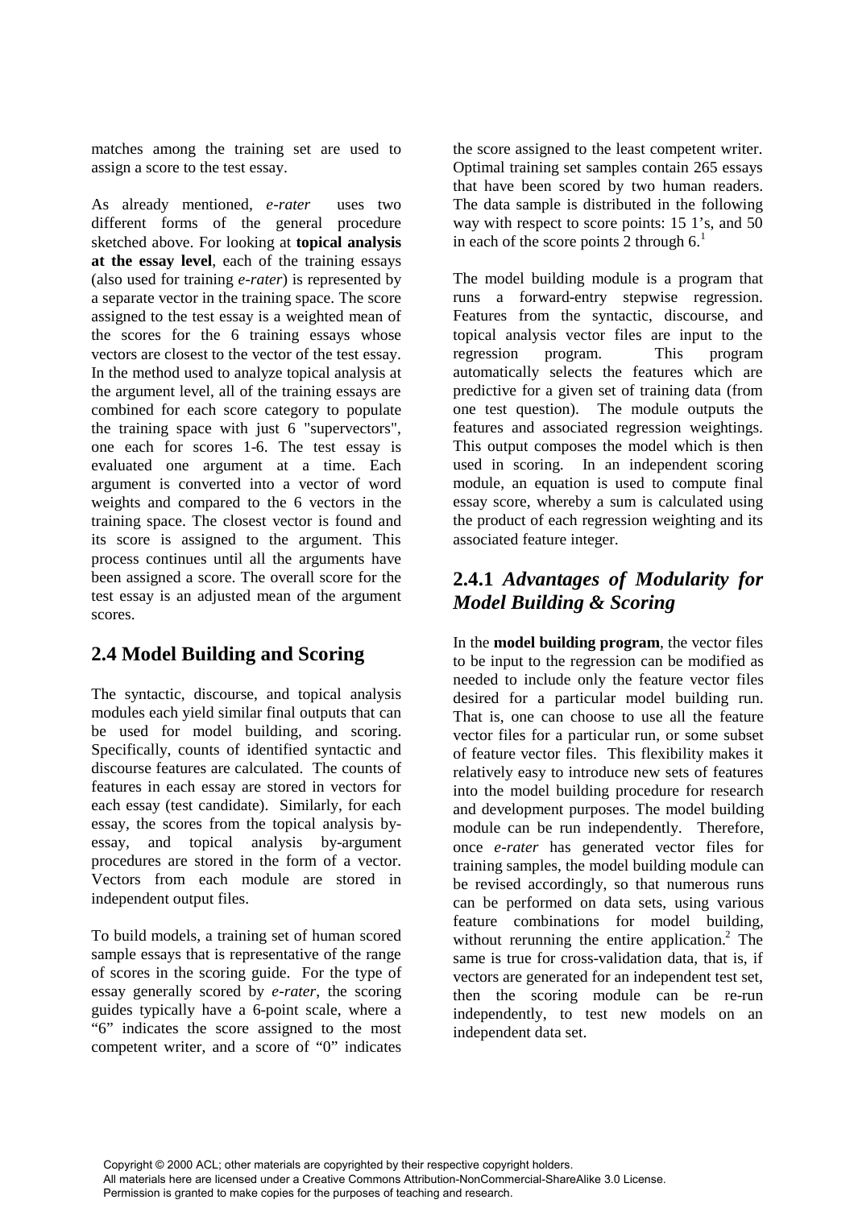matches among the training set are used to assign a score to the test essay.

As already mentioned, *e-rater* uses two different forms of the general procedure sketched above. For looking at **topical analysis at the essay level**, each of the training essays (also used for training *e-rater*) is represented by a separate vector in the training space. The score assigned to the test essay is a weighted mean of the scores for the 6 training essays whose vectors are closest to the vector of the test essay. In the method used to analyze topical analysis at the argument level, all of the training essays are combined for each score category to populate the training space with just 6 "supervectors", one each for scores 1-6. The test essay is evaluated one argument at a time. Each argument is converted into a vector of word weights and compared to the 6 vectors in the training space. The closest vector is found and its score is assigned to the argument. This process continues until all the arguments have been assigned a score. The overall score for the test essay is an adjusted mean of the argument scores.

## 2.4 Model Building and Scoring

The syntactic, discourse, and topical analysis modules each yield similar final outputs that can be used for model building, and scoring. Specifically, counts of identified syntactic and discourse features are calculated. The counts of features in each essay are stored in vectors for each essay (test candidate). Similarly, for each essay, the scores from the topical analysis by-essay, and topical analysis by-argument procedures are stored in the form of a vector. Vectors from each module are stored in independent output files.

To build models, a training set of human scored sample essays that is representative of the range of scores in the scoring guide. For the type of essay generally scored by *e-rater*, the scoring guides typically have a 6-point scale, where a "6" indicates the score assigned to the most competent writer, and a score of "0" indicates the score assigned to the least competent writer. Optimal training set samples contain 265 essays that have been scored by two human readers. The data sample is distributed in the following way with respect to score points: 15 1's, and 50 in each of the score points 2 through 6.[1]

The model building module is a program that runs a forward-entry stepwise regression. Features from the syntactic, discourse, and topical analysis vector files are input to the regression program. This program automatically selects the features which are predictive for a given set of training data (from one test question). The module outputs the features and associated regression weightings. This output composes the model which is then used in scoring. In an independent scoring module, an equation is used to compute final essay score, whereby a sum is calculated using the product of each regression weighting and its associated feature integer.

### 2.4.1 *Advantages of Modularity for Model Building & Scoring*

In the **model building program**, the vector files to be input to the regression can be modified as needed to include only the feature vector files desired for a particular model building run. That is, one can choose to use all the feature vector files for a particular run, or some subset of feature vector files. This flexibility makes it relatively easy to introduce new sets of features into the model building procedure for research and development purposes. The model building module can be run independently. Therefore, once *e-rater* has generated vector files for training samples, the model building module can be revised accordingly, so that numerous runs can be performed on data sets, using various feature combinations for model building, without rerunning the entire application.[2] The same is true for cross-validation data, that is, if vectors are generated for an independent test set, then the scoring module can be re-run independently, to test new models on an independent data set.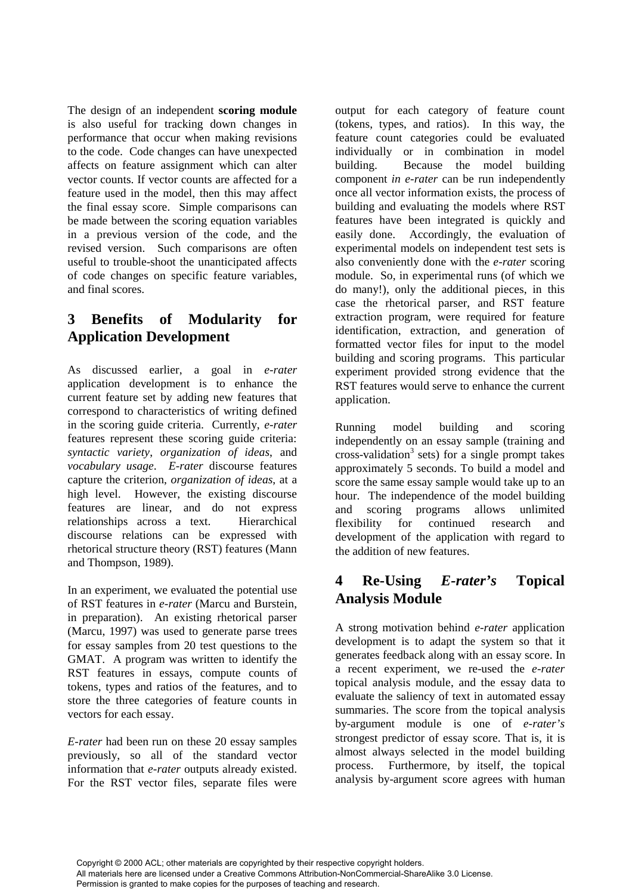The design of an independent **scoring module** is also useful for tracking down changes in performance that occur when making revisions to the code. Code changes can have unexpected affects on feature assignment which can alter vector counts. If vector counts are affected for a feature used in the model, then this may affect the final essay score. Simple comparisons can be made between the scoring equation variables in a previous version of the code, and the revised version. Such comparisons are often useful to trouble-shoot the unanticipated affects of code changes on specific feature variables, and final scores.

## 3 Benefits of Modularity for Application Development

As discussed earlier, a goal in *e-rater* application development is to enhance the current feature set by adding new features that correspond to characteristics of writing defined in the scoring guide criteria. Currently, *e-rater* features represent these scoring guide criteria: *syntactic variety*, *organization of ideas*, and *vocabulary usage*. *E-rater* discourse features capture the criterion, *organization of ideas*, at a high level. However, the existing discourse features are linear, and do not express relationships across a text. Hierarchical discourse relations can be expressed with rhetorical structure theory (RST) features (Mann and Thompson, 1989).

In an experiment, we evaluated the potential use of RST features in *e-rater* (Marcu and Burstein, in preparation). An existing rhetorical parser (Marcu, 1997) was used to generate parse trees for essay samples from 20 test questions to the GMAT. A program was written to identify the RST features in essays, compute counts of tokens, types and ratios of the features, and to store the three categories of feature counts in vectors for each essay.

*E-rater* had been run on these 20 essay samples previously, so all of the standard vector information that *e-rater* outputs already existed. For the RST vector files, separate files were output for each category of feature count (tokens, types, and ratios). In this way, the feature count categories could be evaluated individually or in combination in model building. Because the model building component *in e-rater* can be run independently once all vector information exists, the process of building and evaluating the models where RST features have been integrated is quickly and easily done. Accordingly, the evaluation of experimental models on independent test sets is also conveniently done with the *e-rater* scoring module. So, in experimental runs (of which we do many!), only the additional pieces, in this case the rhetorical parser, and RST feature extraction program, were required for feature identification, extraction, and generation of formatted vector files for input to the model building and scoring programs. This particular experiment provided strong evidence that the RST features would serve to enhance the current application.

Running model building and scoring independently on an essay sample (training and cross-validation[3] sets) for a single prompt takes approximately 5 seconds. To build a model and score the same essay sample would take up to an hour. The independence of the model building and scoring programs allows unlimited flexibility for continued research and development of the application with regard to the addition of new features.

## 4 Re-Using *E-rater's* Topical Analysis Module

A strong motivation behind *e-rater* application development is to adapt the system so that it generates feedback along with an essay score. In a recent experiment, we re-used the *e-rater* topical analysis module, and the essay data to evaluate the saliency of text in automated essay summaries. The score from the topical analysis by-argument module is one of *e-rater's* strongest predictor of essay score. That is, it is almost always selected in the model building process. Furthermore, by itself, the topical analysis by-argument score agrees with human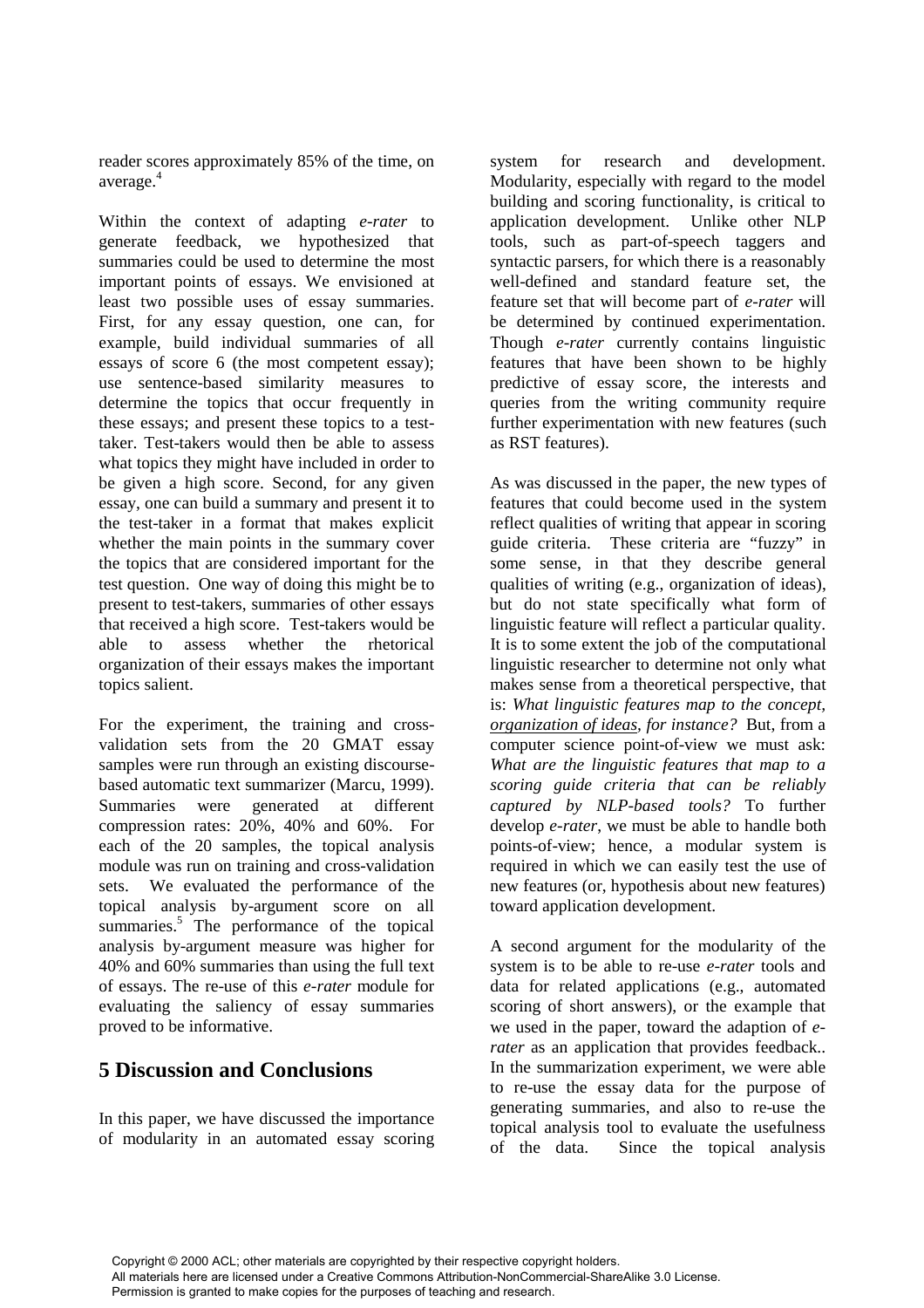reader scores approximately 85% of the time, on average.[4]

Within the context of adapting *e-rater* to generate feedback, we hypothesized that summaries could be used to determine the most important points of essays. We envisioned at least two possible uses of essay summaries. First, for any essay question, one can, for example, build individual summaries of all essays of score 6 (the most competent essay); use sentence-based similarity measures to determine the topics that occur frequently in these essays; and present these topics to a test-taker. Test-takers would then be able to assess what topics they might have included in order to be given a high score. Second, for any given essay, one can build a summary and present it to the test-taker in a format that makes explicit whether the main points in the summary cover the topics that are considered important for the test question. One way of doing this might be to present to test-takers, summaries of other essays that received a high score. Test-takers would be able to assess whether the rhetorical organization of their essays makes the important topics salient.

For the experiment, the training and cross-validation sets from the 20 GMAT essay samples were run through an existing discourse-based automatic text summarizer (Marcu, 1999). Summaries were generated at different compression rates: 20%, 40% and 60%. For each of the 20 samples, the topical analysis module was run on training and cross-validation sets. We evaluated the performance of the topical analysis by-argument score on all summaries.[5] The performance of the topical analysis by-argument measure was higher for 40% and 60% summaries than using the full text of essays. The re-use of this *e-rater* module for evaluating the saliency of essay summaries proved to be informative.

## 5 Discussion and Conclusions

In this paper, we have discussed the importance of modularity in an automated essay scoring system for research and development. Modularity, especially with regard to the model building and scoring functionality, is critical to application development. Unlike other NLP tools, such as part-of-speech taggers and syntactic parsers, for which there is a reasonably well-defined and standard feature set, the feature set that will become part of *e-rater* will be determined by continued experimentation. Though *e-rater* currently contains linguistic features that have been shown to be highly predictive of essay score, the interests and queries from the writing community require further experimentation with new features (such as RST features).

As was discussed in the paper, the new types of features that could become used in the system reflect qualities of writing that appear in scoring guide criteria. These criteria are "fuzzy" in some sense, in that they describe general qualities of writing (e.g., organization of ideas), but do not state specifically what form of linguistic feature will reflect a particular quality. It is to some extent the job of the computational linguistic researcher to determine not only what makes sense from a theoretical perspective, that is: *What linguistic features map to the concept, <u>organization of ideas</u>, for instance?* But, from a computer science point-of-view we must ask: *What are the linguistic features that map to a scoring guide criteria that can be reliably captured by NLP-based tools?* To further develop *e-rater*, we must be able to handle both points-of-view; hence, a modular system is required in which we can easily test the use of new features (or, hypothesis about new features) toward application development.

A second argument for the modularity of the system is to be able to re-use *e-rater* tools and data for related applications (e.g., automated scoring of short answers), or the example that we used in the paper, toward the adaption of *e-rater* as an application that provides feedback.. In the summarization experiment, we were able to re-use the essay data for the purpose of generating summaries, and also to re-use the topical analysis tool to evaluate the usefulness of the data. Since the topical analysis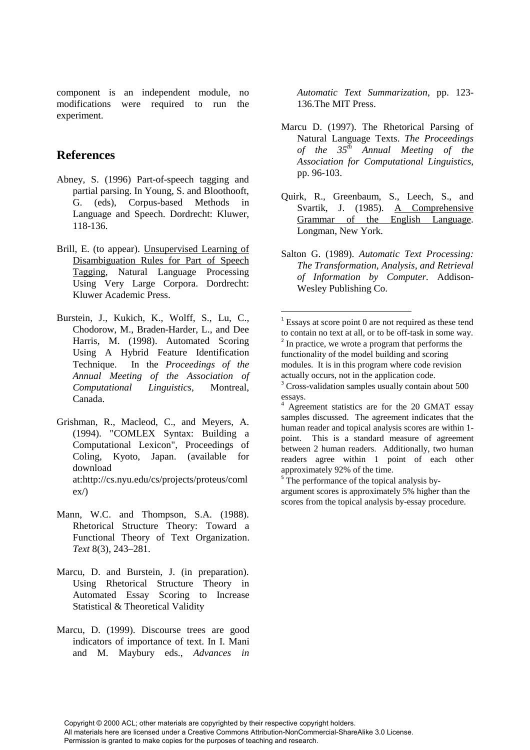component is an independent module, no modifications were required to run the experiment.

## References

Abney, S. (1996) Part-of-speech tagging and partial parsing. In Young, S. and Bloothooft, G. (eds), Corpus-based Methods in Language and Speech. Dordrecht: Kluwer, 118-136.

Brill, E. (to appear). Unsupervised Learning of Disambiguation Rules for Part of Speech Tagging, Natural Language Processing Using Very Large Corpora. Dordrecht: Kluwer Academic Press.

Burstein, J., Kukich, K., Wolff, S., Lu, C., Chodorow, M., Braden-Harder, L., and Dee Harris, M. (1998). Automated Scoring Using A Hybrid Feature Identification Technique. In the *Proceedings of the Annual Meeting of the Association of Computational Linguistics*, Montreal, Canada.

Grishman, R., Macleod, C., and Meyers, A. (1994). "COMLEX Syntax: Building a Computational Lexicon", Proceedings of Coling, Kyoto, Japan. (available for download at:http://cs.nyu.edu/cs/projects/proteus/comlex/)

Mann, W.C. and Thompson, S.A. (1988). Rhetorical Structure Theory: Toward a Functional Theory of Text Organization. *Text* 8(3), 243–281.

Marcu, D. and Burstein, J. (in preparation). Using Rhetorical Structure Theory in Automated Essay Scoring to Increase Statistical & Theoretical Validity

Marcu, D. (1999). Discourse trees are good indicators of importance of text. In I. Mani and M. Maybury eds., *Advances in Automatic Text Summarization*, pp. 123-136.The MIT Press.

Marcu D. (1997). The Rhetorical Parsing of Natural Language Texts. *The Proceedings of the 35th Annual Meeting of the Association for Computational Linguistics*, pp. 96-103.

Quirk, R., Greenbaum, S., Leech, S., and Svartik, J. (1985). A Comprehensive Grammar of the English Language. Longman, New York.

Salton G. (1989). *Automatic Text Processing: The Transformation, Analysis, and Retrieval of Information by Computer.* Addison-Wesley Publishing Co.

---

[1] Essays at score point 0 are not required as these tend to contain no text at all, or to be off-task in some way.

[2] In practice, we wrote a program that performs the functionality of the model building and scoring modules. It is in this program where code revision actually occurs, not in the application code.

[3] Cross-validation samples usually contain about 500 essays.

[4] Agreement statistics are for the 20 GMAT essay samples discussed. The agreement indicates that the human reader and topical analysis scores are within 1-point. This is a standard measure of agreement between 2 human readers. Additionally, two human readers agree within 1 point of each other approximately 92% of the time.

[5] The performance of the topical analysis by-argument scores is approximately 5% higher than the scores from the topical analysis by-essay procedure.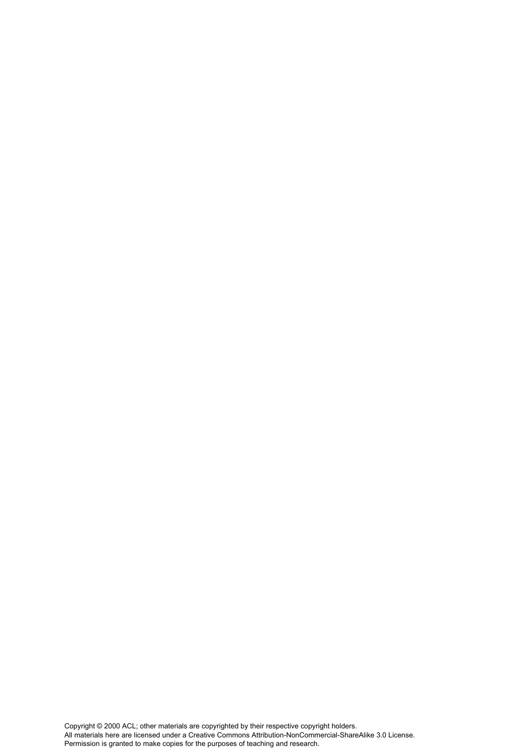Copyright © 2000 ACL; other materials are copyrighted by their respective copyright holders.
All materials here are licensed under a Creative Commons Attribution-NonCommercial-ShareAlike 3.0 License.
Permission is granted to make copies for the purposes of teaching and research.